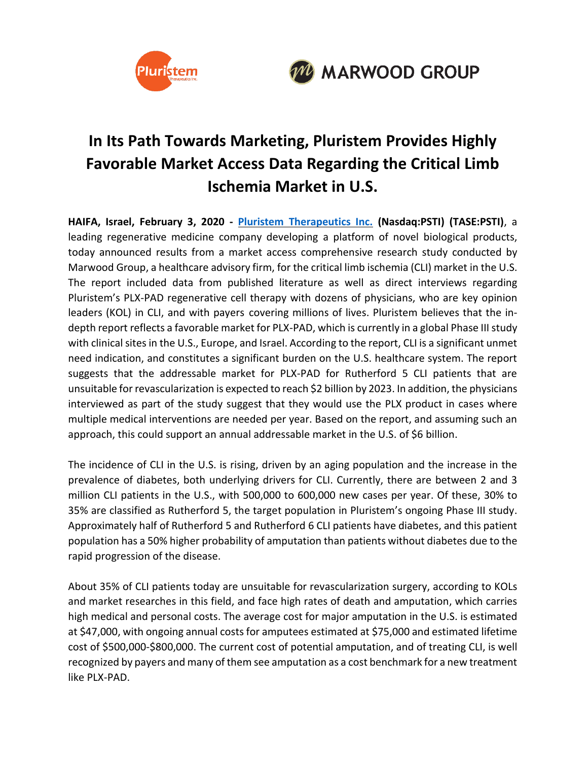# In Its Path Towards Marketing, Pluristem Provides Highly Favorable Market Access Data Regarding the Critical Limb Ischemia Market in U.S.

**HAIFA, Israel, February 3, 2020 - Pluristem Therapeutics Inc. (Nasdaq:PSTI) (TASE:PSTI)**, a leading regenerative medicine company developing a platform of novel biological products, today announced results from a market access comprehensive research study conducted by Marwood Group, a healthcare advisory firm, for the critical limb ischemia (CLI) market in the U.S. The report included data from published literature as well as direct interviews regarding Pluristem's PLX-PAD regenerative cell therapy with dozens of physicians, who are key opinion leaders (KOL) in CLI, and with payers covering millions of lives. Pluristem believes that the in-depth report reflects a favorable market for PLX-PAD, which is currently in a global Phase III study with clinical sites in the U.S., Europe, and Israel. According to the report, CLI is a significant unmet need indication, and constitutes a significant burden on the U.S. healthcare system. The report suggests that the addressable market for PLX-PAD for Rutherford 5 CLI patients that are unsuitable for revascularization is expected to reach $2 billion by 2023. In addition, the physicians interviewed as part of the study suggest that they would use the PLX product in cases where multiple medical interventions are needed per year. Based on the report, and assuming such an approach, this could support an annual addressable market in the U.S. of $6 billion.

The incidence of CLI in the U.S. is rising, driven by an aging population and the increase in the prevalence of diabetes, both underlying drivers for CLI. Currently, there are between 2 and 3 million CLI patients in the U.S., with 500,000 to 600,000 new cases per year. Of these, 30% to 35% are classified as Rutherford 5, the target population in Pluristem's ongoing Phase III study. Approximately half of Rutherford 5 and Rutherford 6 CLI patients have diabetes, and this patient population has a 50% higher probability of amputation than patients without diabetes due to the rapid progression of the disease.

About 35% of CLI patients today are unsuitable for revascularization surgery, according to KOLs and market researches in this field, and face high rates of death and amputation, which carries high medical and personal costs. The average cost for major amputation in the U.S. is estimated at $47,000, with ongoing annual costs for amputees estimated at $75,000 and estimated lifetime cost of $500,000-$800,000. The current cost of potential amputation, and of treating CLI, is well recognized by payers and many of them see amputation as a cost benchmark for a new treatment like PLX-PAD.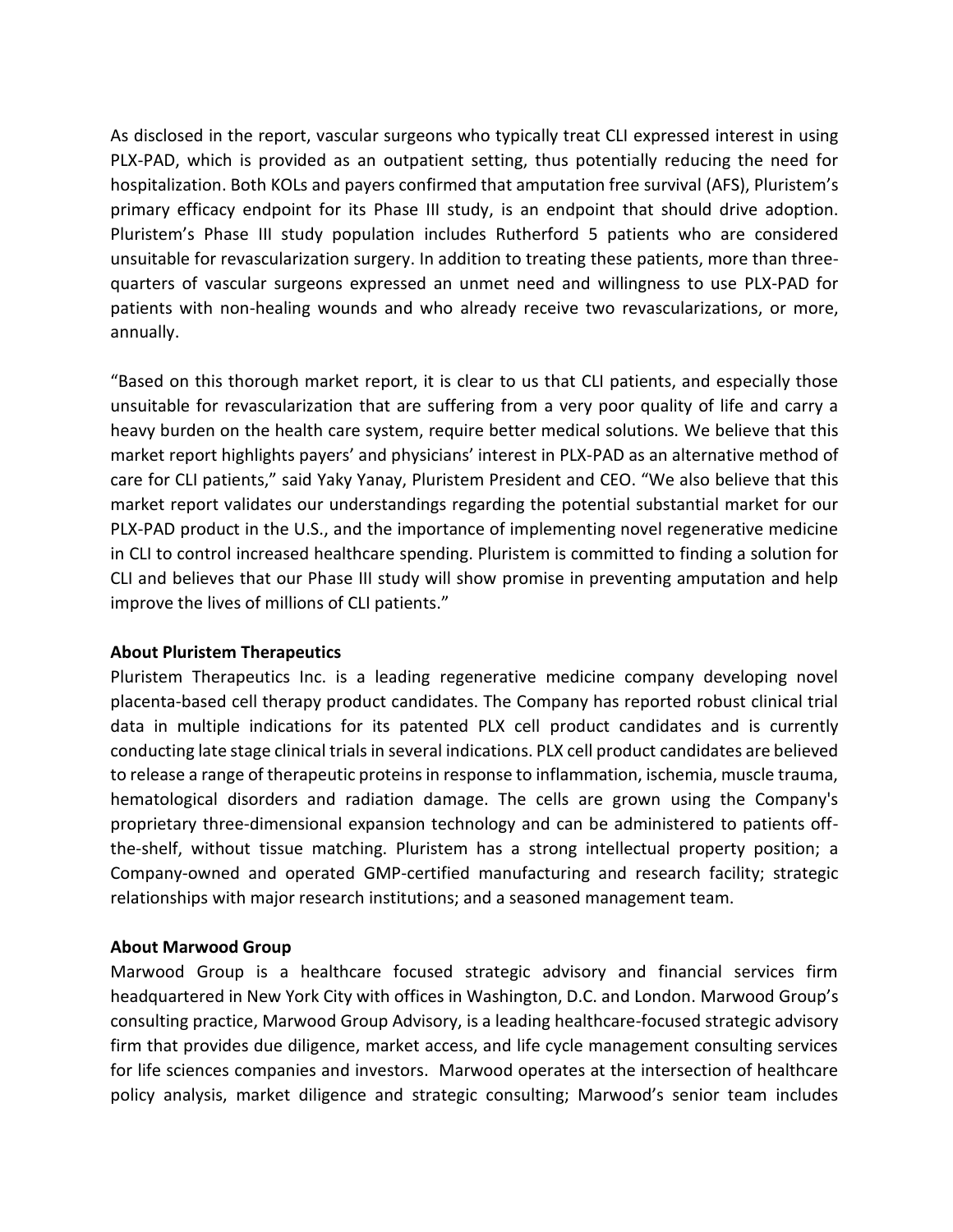As disclosed in the report, vascular surgeons who typically treat CLI expressed interest in using PLX-PAD, which is provided as an outpatient setting, thus potentially reducing the need for hospitalization. Both KOLs and payers confirmed that amputation free survival (AFS), Pluristem's primary efficacy endpoint for its Phase III study, is an endpoint that should drive adoption. Pluristem's Phase III study population includes Rutherford 5 patients who are considered unsuitable for revascularization surgery. In addition to treating these patients, more than three-quarters of vascular surgeons expressed an unmet need and willingness to use PLX-PAD for patients with non-healing wounds and who already receive two revascularizations, or more, annually.

"Based on this thorough market report, it is clear to us that CLI patients, and especially those unsuitable for revascularization that are suffering from a very poor quality of life and carry a heavy burden on the health care system, require better medical solutions. We believe that this market report highlights payers' and physicians' interest in PLX-PAD as an alternative method of care for CLI patients," said Yaky Yanay, Pluristem President and CEO. "We also believe that this market report validates our understandings regarding the potential substantial market for our PLX-PAD product in the U.S., and the importance of implementing novel regenerative medicine in CLI to control increased healthcare spending. Pluristem is committed to finding a solution for CLI and believes that our Phase III study will show promise in preventing amputation and help improve the lives of millions of CLI patients."

**About Pluristem Therapeutics**

Pluristem Therapeutics Inc. is a leading regenerative medicine company developing novel placenta-based cell therapy product candidates. The Company has reported robust clinical trial data in multiple indications for its patented PLX cell product candidates and is currently conducting late stage clinical trials in several indications. PLX cell product candidates are believed to release a range of therapeutic proteins in response to inflammation, ischemia, muscle trauma, hematological disorders and radiation damage. The cells are grown using the Company's proprietary three-dimensional expansion technology and can be administered to patients off-the-shelf, without tissue matching. Pluristem has a strong intellectual property position; a Company-owned and operated GMP-certified manufacturing and research facility; strategic relationships with major research institutions; and a seasoned management team.

**About Marwood Group**

Marwood Group is a healthcare focused strategic advisory and financial services firm headquartered in New York City with offices in Washington, D.C. and London. Marwood Group's consulting practice, Marwood Group Advisory, is a leading healthcare-focused strategic advisory firm that provides due diligence, market access, and life cycle management consulting services for life sciences companies and investors. Marwood operates at the intersection of healthcare policy analysis, market diligence and strategic consulting; Marwood's senior team includes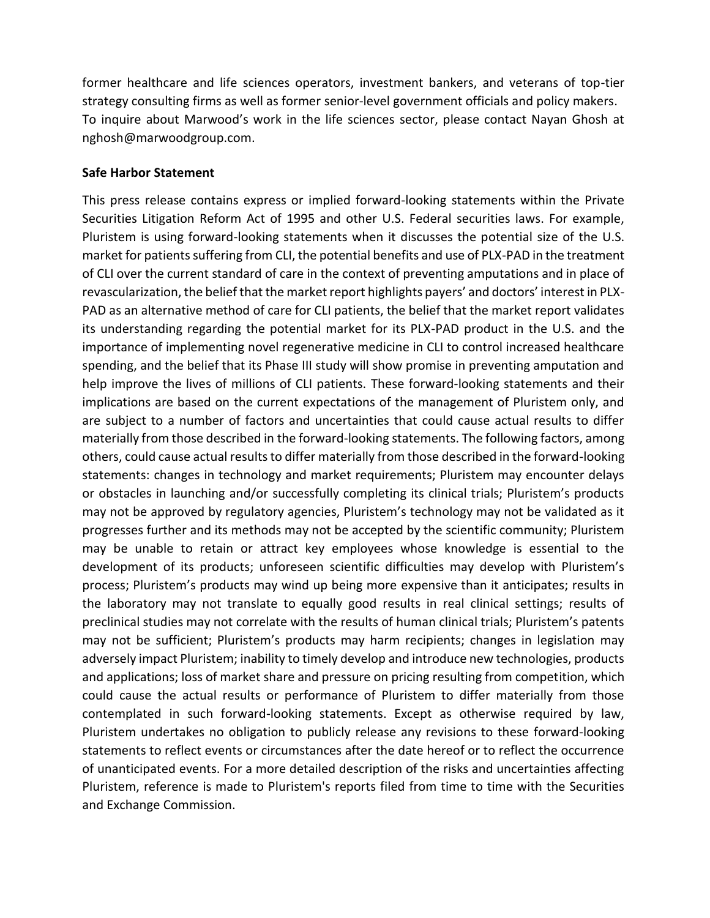former healthcare and life sciences operators, investment bankers, and veterans of top-tier strategy consulting firms as well as former senior-level government officials and policy makers. To inquire about Marwood's work in the life sciences sector, please contact Nayan Ghosh at nghosh@marwoodgroup.com.

**Safe Harbor Statement**

This press release contains express or implied forward-looking statements within the Private Securities Litigation Reform Act of 1995 and other U.S. Federal securities laws. For example, Pluristem is using forward-looking statements when it discusses the potential size of the U.S. market for patients suffering from CLI, the potential benefits and use of PLX-PAD in the treatment of CLI over the current standard of care in the context of preventing amputations and in place of revascularization, the belief that the market report highlights payers' and doctors' interest in PLX-PAD as an alternative method of care for CLI patients, the belief that the market report validates its understanding regarding the potential market for its PLX-PAD product in the U.S. and the importance of implementing novel regenerative medicine in CLI to control increased healthcare spending, and the belief that its Phase III study will show promise in preventing amputation and help improve the lives of millions of CLI patients. These forward-looking statements and their implications are based on the current expectations of the management of Pluristem only, and are subject to a number of factors and uncertainties that could cause actual results to differ materially from those described in the forward-looking statements. The following factors, among others, could cause actual results to differ materially from those described in the forward-looking statements: changes in technology and market requirements; Pluristem may encounter delays or obstacles in launching and/or successfully completing its clinical trials; Pluristem's products may not be approved by regulatory agencies, Pluristem's technology may not be validated as it progresses further and its methods may not be accepted by the scientific community; Pluristem may be unable to retain or attract key employees whose knowledge is essential to the development of its products; unforeseen scientific difficulties may develop with Pluristem's process; Pluristem's products may wind up being more expensive than it anticipates; results in the laboratory may not translate to equally good results in real clinical settings; results of preclinical studies may not correlate with the results of human clinical trials; Pluristem's patents may not be sufficient; Pluristem's products may harm recipients; changes in legislation may adversely impact Pluristem; inability to timely develop and introduce new technologies, products and applications; loss of market share and pressure on pricing resulting from competition, which could cause the actual results or performance of Pluristem to differ materially from those contemplated in such forward-looking statements. Except as otherwise required by law, Pluristem undertakes no obligation to publicly release any revisions to these forward-looking statements to reflect events or circumstances after the date hereof or to reflect the occurrence of unanticipated events. For a more detailed description of the risks and uncertainties affecting Pluristem, reference is made to Pluristem's reports filed from time to time with the Securities and Exchange Commission.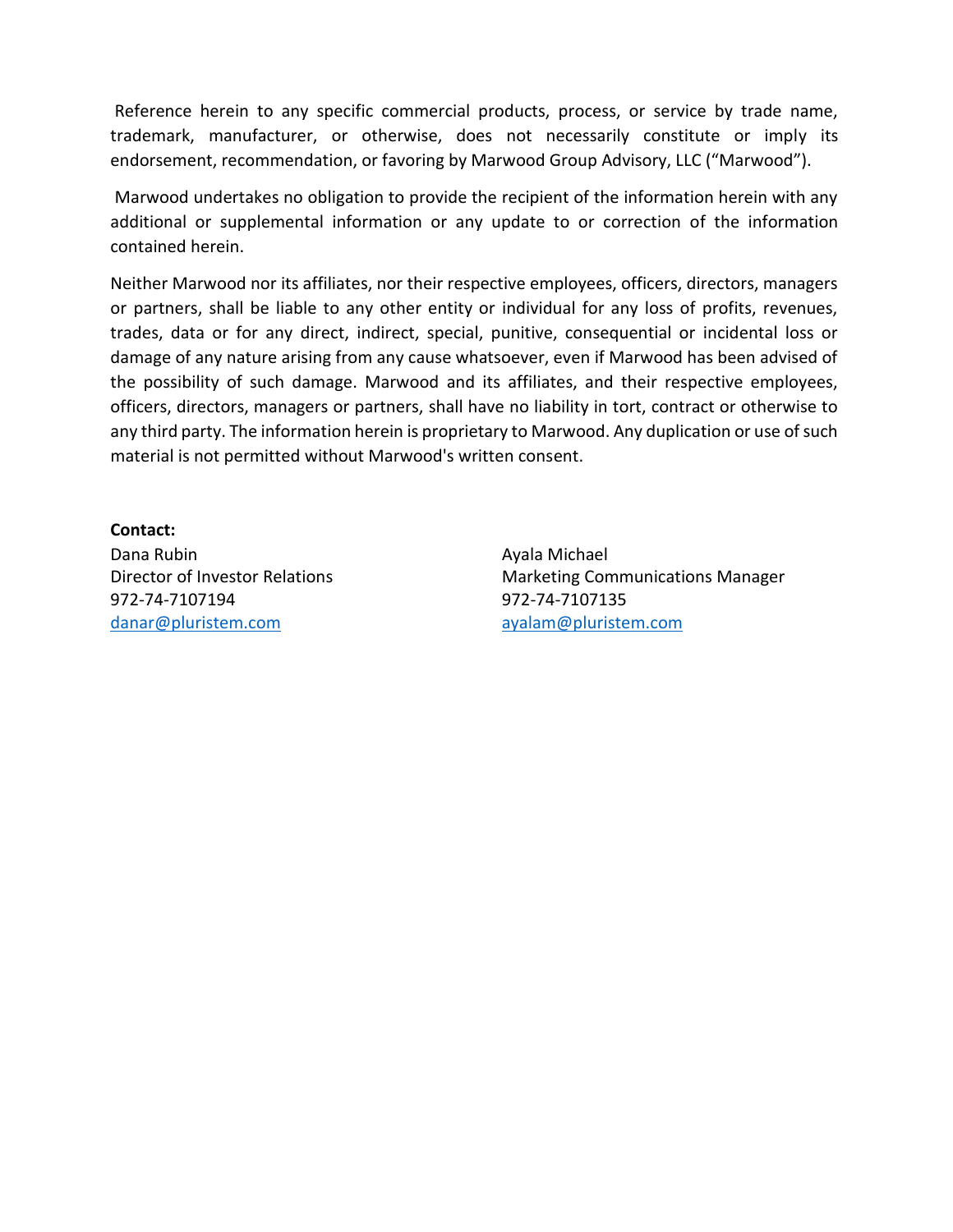Reference herein to any specific commercial products, process, or service by trade name, trademark, manufacturer, or otherwise, does not necessarily constitute or imply its endorsement, recommendation, or favoring by Marwood Group Advisory, LLC ("Marwood").

Marwood undertakes no obligation to provide the recipient of the information herein with any additional or supplemental information or any update to or correction of the information contained herein.

Neither Marwood nor its affiliates, nor their respective employees, officers, directors, managers or partners, shall be liable to any other entity or individual for any loss of profits, revenues, trades, data or for any direct, indirect, special, punitive, consequential or incidental loss or damage of any nature arising from any cause whatsoever, even if Marwood has been advised of the possibility of such damage. Marwood and its affiliates, and their respective employees, officers, directors, managers or partners, shall have no liability in tort, contract or otherwise to any third party. The information herein is proprietary to Marwood. Any duplication or use of such material is not permitted without Marwood's written consent.

**Contact:**

Dana Rubin
Director of Investor Relations
972-74-7107194
danar@pluristem.com

Ayala Michael
Marketing Communications Manager
972-74-7107135
ayalam@pluristem.com